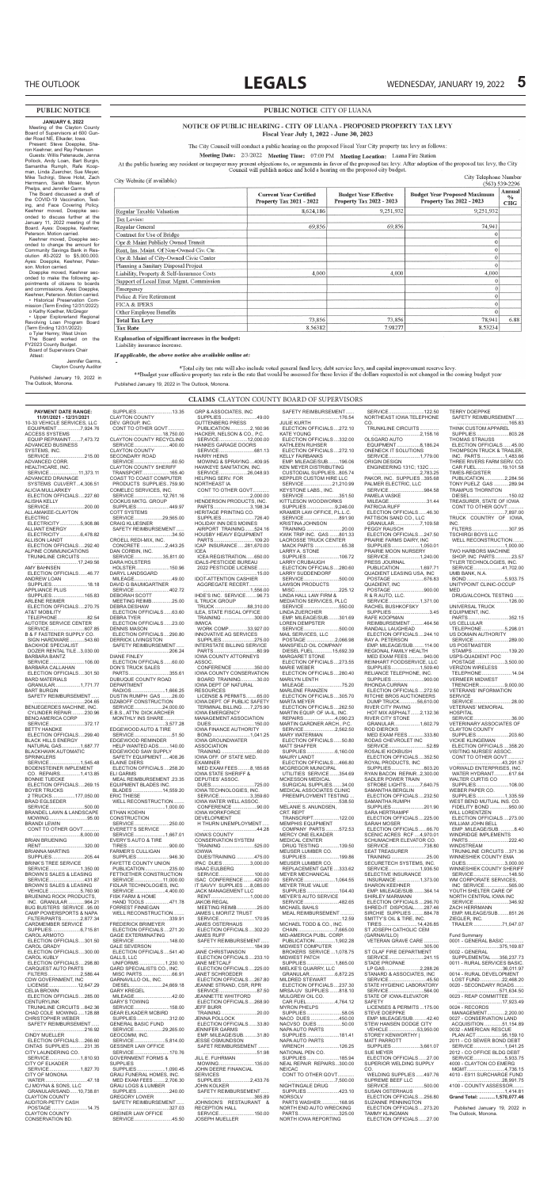# PUBLIC NOTICE

**JANUARY 6, 2022**

Meeting of the Clayton County Board of Supervisors at 600 Gunder Road NE, Elkader, Iowa.

Present: Steve Doeppke, Sharon Keehner, and Ray Peterson

Guests: Willis Palenaude, Jenna Pollock, Andy Loan, Bart Burgin, Samantha Rumph, Rafe Koopman, Linda Zuercher, Sue Meyer, Mike Tichy, Steve Holst, Zach Herrmann, Sarah Moser, Myron Phelps and Jennifer Garms

The Board discussed a draft of the COVID-19 Vaccination, Testing, and Face Covering Policy. Keehner moved, Doeppke seconded to discuss further at the January 11, 2022 meeting of the Board. Ayes: Doeppke, Keehner, Peterson. Motion carried.

Keehner moved, Doeppke seconded to change the amount for Community Savings Bank in Resolution #3-2022 to $5,000,000. Ayes: Doeppke, Keehner, Peterson. Motion carried.

Doeppke moved, Keehner seconded to make the following appointments of citizens to boards and commissions. Ayes: Doeppke, Keehner, Peterson. Motion carried.

- Historical Preservation Commission (Term Ending 12/31/2022):
  - o Kathy Koehler, McGregor
- Upper Explorerland Regional Revolving Loan Program Board (Term Ending 12/31/2022):
  - o Tyler Hemry, West Union

The Board worked on the FY2023 County Budget.

Board of Supervisors Chair

Attest:

Jennifer Garms,
Clayton County Auditor

Published January 19, 2022 in The Outlook, Monona.

# PUBLIC NOTICE CITY OF LUANA

## NOTICE OF PUBLIC HEARING - CITY OF LUANA - PROPOSED PROPERTY TAX LEVY
Fiscal Year July 1, 2022 - June 30, 2023

The City Council will conduct a public hearing on the proposed Fiscal Year City property tax levy as follows:

**Meeting Date:** 2/3/2022 **Meeting Time:** 07:00 PM **Meeting Location:** Luana Fire Station

At the public hearing any resident or taxpayer may present objections to, or arguments in favor of the proposed tax levy. After adoption of the proposed tax levy, the City Council will publish notice and hold a hearing on the proposed city budget.

City Website (if available) | City Telephone Number (563) 539-2296

| | Current Year Certified Property Tax 2021 - 2022 | Budget Year Effective Property Tax 2022 - 2023 | Budget Year Proposed Maximum Property Tax 2022 - 2023 | Annual % CHG |
|---|---|---|---|---|
| Regular Taxable Valuation | 8,624,186 | 9,251,932 | 9,251,932 | |
| Tax Levies: | | | | |
| Regular General | 69,856 | 69,856 | 74,941 | |
| Contract for Use of Bridge | | | 0 | |
| Opr & Maint Publicly Owned Transit | | | 0 | |
| Rent, Ins. Maint. Of Non-Owned Civ. Ctr. | | | 0 | |
| Opr & Maint of City-Owned Civic Center | | | 0 | |
| Planning a Sanitary Disposal Project | | | 0 | |
| Liability, Property & Self-Insurance Costs | 4,000 | 4,000 | 4,000 | |
| Support of Local Emer. Mgmt. Commission | | | 0 | |
| Emergency | | | 0 | |
| Police & Fire Retirement | | | 0 | |
| FICA & IPERS | | | 0 | |
| Other Employee Benefits | | | 0 | |
| Total Tax Levy | 73,856 | 73,856 | 78,941 | 6.88 |
| Tax Rate | 8.56382 | 7.98277 | 8.53234 | |

**Explanation of significant increases in the budget:**
Liability insurance increase.

***If applicable, the above notice also available online at:***

*Total city tax rate will also include voted general fund levy, debt service levy, and capital improvement reserve levy.

**Budget year effective property tax rate is the rate that would be assessed for these levies if the dollars requested is not changed in the coming budget year

Published January 19, 2022 in The Outlook, Monona.

# CLAIMS CLAYTON COUNTY BOARD OF SUPERVISORS

**PAYMENT DATE RANGE: 11/01/2021 - 12/31/2021**

10-33 VEHICLE SERVICES, LLC
EQUIPMENT..............7,924.76
ACCESS SYSTEMS
EQUIP REPMAINT......7,473.72
ADVANCED BUSINESS SYSTEMS, INC.
SERVICE..................215.00
ADVANCED CORR. HEALTHCARE, INC.
SERVICE..............11,373.11
ADVANCED DRAINAGE SYSTEMS CULVERT...4,306.51
ALICIA MULLARKEY
ELECTION OFFICIALS......227.60
ALISHA KELLY
SERVICE..................200.00
ALLAMAKEE-CLAYTON ELECTRIC
ELECTRICITY............5,908.86
ALLIANT ENERGY
ELECTRICITY............6,478.82
ALLISON LANDT
ELECTION OFFICIALS......292.40
ALPINE COMMUNICATIONS
TRUNKLINE CIRCUITS..........
.............................2,499.56
AMY BAHNSEN
ELECTION OFFICIALS......46.77
ANDREW LOAN
SUPPLIES...................18.18
APPLIANCE PLUS
SUPPLIES..................165.83
ARLENE REIMER
ELECTION OFFICIALS......270.75
AT&T MOBILITY
TELEPHONE....................82.54
AUTOTEK SERVICE CENTER
SERVICE......................607.85
B & F FASTENER SUPPLY CO.
SIGN HARDWARE............543.60
BACKHOE SPECIALIST
DOZER RENTAL TILE...3,030.00
BARBARA BANTZ
SERVICE......................106.00
BARBARA CALLAHAN
ELECTION OFFICIALS.....301.50
BARD MATERIALS
GRANULAR...............1,771.77
BART BURGIN
SAFETY REIMBURSEMENT.....
..................................204.65
BENJEGERDES MACHINE, INC.
CYLINDER REPAIR.........230.96
BENQ AMERICA CORP
SERVICE......................372.17
BETTY HANSKE
ELECTION OFFICIALS.....299.40
BLACK HILLS ENERGY
NATURAL GAS............1,687.77
BLACKHAWK AUTOMATIC SPRINKLERS
SERVICE....................1,545.48
BODENSTEINER IMPLEMENT CO. REPAIRS..........1,413.85
BONNIE TUECKE
ELECTION OFFICIALS.....269.15
BOYER TRUCKS
2 TRUCKS...............177,050.00
BRAD EGLSEDER
SERVICE......................500.00
BRANDEL LAWN & LANDSCAPE
MOWING..........................95.00
BRANDI LEVIN
CONT TO OTHER GOVT...........
....................................8,000.00
BRIAN BRUENING
RENT............................320.00
BRIANNA MARTINS
SUPPLIES......................205.44
BRINK'S TIRE SERVICE
SERVICE....................1,350.00
BROWN'S SALES & LEASING
SERVICE........................431.87
BROWN'S SALES & LEASING
VEHICLE....................5,760.00
BRUENING ROCK PRODUCTS, INC. GRANULAR...........964.21
BUG BUSTERS SERVICE..35.00
CAMP POWERSPORTS & NAPA
FILTER/PARTS...............2,877.34
CARDMEMBER SERVICE
SUPPLIES....................8,715.81
CAROL ARNOTO
ELECTION OFFICIALS.....301.50
CAROL GRADY
ELECTION OFFICIALS.....300.00
CAROL KUHLY
ELECTION OFFICIALS.....298.80
CARQUEST AUTO PARTS
FILTERS......................2,586.44
CDW GOVERNMENT, INC
LICENSE.......................12,647.29
CELIA BROWN
ELECTION OFFICIALS.....285.00
CENTURYLINK
TRUNKLINE CIRCUITS...842.36
CHAD COLE MOWING......128.88
CHRISTOPHER WEBER
SAFETY REIMBURSEMENT.....
....................................216.92
CINDY MUELLER
ELECTION OFFICIALS.....266.60
CINTAS SUPPLIES..........231.35
CITY LAUNDERING CO.
SERVICE.......................1,810.93
CITY OF ELKADER
SERVICE.......................1,827.70
CITY OF MONONA
WATER.............................47.18
CJ MOYNA & SONS, LLC
GRANULAR/SAND.....10,738.81
CLAYTON COUNTY AUDITOR-PETTY CASH
POSTAGE.........................14.75
CLAYTON COUNTY CONSERVATION BD.
SUPPLIES.........................13.35
CLAYTON COUNTY DEV. GROUP, INC.
CONT TO OTHER GOVT...........
..................................18,750.00
CLAYTON COUNTY RECYCLING
SERVICE........................400.00
CLAYTON COUNTY SECONDARY ROAD
SERVICE.........................62.50
CLAYTON COUNTY SHERIFF
TRANSPORT...................165.40
COAST TO COAST COMPUTER PRODUCTS SUPPLIES..159.90
COMELEC SERVICES, INC.
SERVICE.....................12,761.16
COOKUS MKTG. GROUP
SUPPLIES.......................449.97
COTT SYSTEMS
SERVICE.....................29,565.00
CRAIG KLUESNER
SAFETY REIMBURSEMENT.....
......................................34.50
CROELL REDI-MIX, INC.
CONCRETE..................2,443.25
DAN CORBIN, INC.
SERVICE......................35,811.00
DANA HOLSTERS
HOLSTER.......................150.96
DARYL LANDSGARD
MILEAGE...........................49.00
DAVID G BAUMGARTNER
SERVICE........................402.72
DEBORAH SCOTT
MEETING REIMB................25.00
DEBRA DESHAW
ELECTION OFFICIALS.........63.80
DEBRA TYER
ELECTION OFFICIALS.........23.00
DENNIS MASON
ELECTION OFFICIALS.......290.80
DERRICK LIVINGSTON
SAFETY REIMBURSEMENT.....
......................................206.24
DIANE FINLEY
ELECTION OFFICIALS.........60.00
DON'S TRUCK SALES
PARTS................................355.81
DUBUQUE COUNTY ROAD DEPARTMENT
RADIOS.........................1,666.25
DUSTIN RUMPH GAS.........28.00
DZABOFF CONSTRUCTION
SERVICE......................24,000.00
E.B.S.,ATTN: DICK ARCHER
MONTHLY INS SHARE............
....................................3,577.28
EDGEWOOD AUTO & TIRE
SERVICE..........................51.50
EDGEWOOD REMINDER
HELP WANTED ADS.........140.00
EDGEWOOD SAW SUPPLY
SAFETY EQUIPMENT.......408.26
ELAINE DIERS
ELECTION OFFICIALS.......258.20
ELI GARMS
MEAL REIMBURSEMENT..23.35
EQUIPMENT BLADES INC.
BLADES........................14,559.20
ERIC THIESE
WELL RECONSTRUCTION.......
......................................1,000.00
ETHAN KOEHN
CONSTRUCTION
SERVICE...........................250.00
EVERETT'S SERVICE
SERVICE.........................1,667.01
EVERY'S AUTO & TIRE
TIRES...............................900.00
FARMER'S CULLIGAN
SUPPLIES..........................949.30
FAYETTE COUNTY UNION
PUBLICATION....................235.00
FETTKETHER CONSTRUCTION
SERVICE.......................11,000.00
FIDLAR TECHNOLOGIES, INC.
SERVICE........................4,400.00
FISK FARM & HOME
HAND TOOLS.....................471.78
FOREST FINNEGAN
WELL RECONSTRUCTION......
........................................339.91
FREDERICK BRIMEYER
ELECTION OFFICIALS.......271.20
GAGE EXTERMINATING
SERVICE...........................148.00
GALE SEVERSON
ELECTION OFFICIALS.....541.40
GALLS, LLC
UNIFORMS.....................1,230.10
GARD SPECIALISTS CO., INC.
MISC PARTS......................88.91
GARNAVILLO OIL, INC.
DIESEL..........................24,669.18
GARY KREGEL
MILEAGE.............................42.00
GARY'S TOWING
SERVICE...........................158.00
GEAR ELKADER MOBIRO
SUPPLIES.........................312.00
GENERAL BASIC FUND
SERVICE.......................29,265.00
GEOCOMM, INC.
SERVICE.........................5,814.00
GESSNER LAW OFFICE
SERVICE...........................170.76
GOVERNMENT FORMS & SUPPLIES
SUPPLIES.........................1,090.45
GRAU FUNERAL HOMES, INC.
MED EXAM FEES..............2,706.30
GRAU FUNERAL HOMES, INC.
SUPPLIES...........................240.00
GREGORY LOWER
SAFETY REIMBURSEMENT.......
..........................................327.03
GREINER LAW OFFICE
SERVICE................................45.50
GRP & ASSOCIATES, INC
SUPPLIES...............................49.00
GUTTENBERG PRESS
PUBLICATION...................2,160.96
HACKER, NELSON & CO., P.C.
SERVICE........................12,000.00
HANKES GARAGE DOORS
SERVICE..............................681.13
HARRY HEINS
MOWING & SPRAYING....409.95
HAWKEYE SANITATION, INC.
SERVICE.............................26,048.93
HELPING SERV. FOR NORTHEAST IA
CONT TO OTHER GOVT..............
.........................................2,000.00
HENDERSON PRODUCTS, INC.
PARTS..................................3,198.34
HERITAGE PRINTING CO.
SUPPLIES..............................726.40
HOLIDAY INN DES MOINES AIRPORT TRAINING.......324.16
HOUSBY HEAVY EQUIPMENT
PARTS....................................109.20
ICAP INSURANCE.....281,670.00
ICEA
ICEA REGISTRATION.......650.00
IDALS-PESTICIDE BUREAU
2022 PESTICIDE LICENSE.........
..............................................15.00
IDOT-ATTENTION CASHIER
AGGREGATE RECERT.............
.............................................1,556.00
IHDE'S INC. SERVICE..........96.73
IL TRUCK GROUP
TRUCK................................88,310.00
ILEA, STATE FISCAL OFFICE
TRAINING..............................300.00
IMWCA
WORK COMP.......................33,927.00
INNOVATIVE AG SERVICES
SUPPLIES..............................275.00
INTERSTATE BILLING SERVICE
PARTS......................................80.99
IOWA COUNTY ATTORNEYS ASSOC.
CONFERENCE......................350.00
IOWA COUNTY CONSERVATION BOARD TRAINING........30.00
IOWA DEPT OF NATURAL RESOURCES
LICENSE & PERMITS.........65.00
IOWA DEPT. OF PUBLIC SAFETY
TERMINAL BILLING..........7,275.00
IOWA EMERGENCY MANAGEMENT ASSOCIATION
DUES......................................150.00
IOWA FINANCE AUTHORITY
BOND...................................1,041.25
IOWA GROUNDWATER ASSOCIATION
TRAINING...................................60.00
IOWA OFF. OF STATE MED. EXAMINER
MED EXAM FEES..............8,185.68
IOWA STATE SHERIFF & DEPUTIES' ASSOC.
DUES......................................725.00
IOWA TECHNOLOGIES, INC.
SERVICE..................................3,359.60
IOWA WATER WELL ASSOC.
CONFERENCE..........................90.00
IOWA WORKFORCE DEVELOPMENT
H THURN UNEMPLOYMENT......
...................................................44.28
IOWA'S COUNTY CONSERVATION SYSTEM
TRAINING................................525.00
IOWWA
DUES/TRAINING....................475.00
IPAC DUES..............................3,000.00
ISAAC EULBERG
SERVICE..................................100.00
ISAC CONFERENCE......420.00
IT SAVVY SUPPLIES......8,085.00
JACK MANAGEMENT LLC
RENT.......................................1,000.00
JAKOB REGAL
MEETING REIMB......................25.00
JAMES L MORITZ TRUST
SERVICE...................................170.95
JAMES OSTERHAUS
ELECTION OFFICIALS.....302.20
JAMES RUFF
SAFETY REIMBURSEMENT.......
..............................................184.99
JANE CHRISTIANSON
ELECTION OFFICIALS.....233.10
JANE METCALF
ELECTION OFFICIALS.....225.00
JANET SCHROEDER
ELECTION OFFICIALS.....267.80
JEANNE STRAND, CSR, RPR
SERVICE...........................87.50
JEANETTE WHITFORD
ELECTION OFFICIALS.....268.90
JEFF BURR
TRAINING...............................20.00
JENNA POLLOCK
ELECTION OFFICIALS........33.80
JENNIFER GARMS
EMP. MILEAGE/SUB.........31.80
JESSE OSMUNDSON
SAFET REIMBURSEMENT.......
.............................................51.98
JILL E. FUHRMAN
MOWING......................................135.00
JOHN DEERE FINANCIAL SERVICES
SUPPLIES...............................2,433.76
JOHN KOLKER
SAFETY REIMBURSEMENT.......
JOHNSON'S RESTAURANT & RECEPTION HALL
SERVICE....................................150.00
JOSEPH MUELLER
SAFETY REIMBURSEMENT.......
.............................................176.54
JULIE KURTH
ELECTION OFFICIALS.....272.10
KATE YOUNG
ELECTION OFFICIALS.....332.00
KATHLEEN RUHSER
ELECTION OFFICIALS.....272.10
KELLY FAIRBANKS
EMP MILEAGE/SUB..........196.06
KEN MEYER DISTRIBUTING
CUSTODIAL SUPPLIES...805.74
KEPPLER CUSTOM HIRE LLC
SERVICE.......................21,210.99
KEYSTONE LABS., INC.
SERVICE..............................351.50
KITTLESON WOODWORKS
SUPPLIES..........................9,246.00
KRAMER LAW OFFICE, P.L.L.C.
SERVICE..............................891.50
KRISTINA JOHNSON
TRAINING...............................20.00
KWIK TRIP INC. GAS......801.33
LAGROSSE TRUCK CENTER
MACK PARTS........................65.38
LARRY A. STONE
SUPPLIES..............................106.72
LARRY RUBAUGH
ELECTION OFFICIALS.....280.60
LARRY SUDDENDORF
SERVICE..................................500.00
LAWSON PRODUCTS
MISC.......................................225.12
LINDA HALL LAW FIRM & MEDIATION SERVICES, PLLC
SERVICE..................................550.00
LINDA ZUERCHER
EMP. MILEAGE/SUB.........301.69
LOREN DEMPSTER
SERVICE....................................50.00
MAIL SERVICES, LLC
POSTAGE..............................2,066.98
MANSFIELD OIL COMPANY
DIESEL FUEL.......................15,692.39
MARGARET STONE
ELECTION OFFICIALS.....273.55
MARIE WEBER
ELECTION OFFICIALS.....280.40
MARILYN LENTH
MILEAGE.....................................75.20
MARLENE FRANZEN
ELECTION OFFICIALS.....305.70
MARTA MEYER
ELECTION OFFICIALS.....262.50
MARTIN EQUIP. OF IA-IL, INC.
REPAIRS....................................4,090.23
MARTIN GARDNER ARCH., P.C.
SERVICE.................................2,562.50
MARY WATERMAN
ELECTION OFFICIALS.........50.80
MATT SHAFFER
SUPPLIES.................................6,160.00
MAURY LANDT
ELECTION OFFICIALS.....466.80
MCGREGOR MUNICIPAL UTILITIES SERVICE..........354.69
MCKESSON MEDICAL SURGICAL SUPPLIES.........34.00
MEDICAL ASSOCIATES CLINIC
EMPLOYMENT TESTING.......
..............................................538.50
MELANIE S. ANUNDSEN, CRT. REPT
TRANSCRIPT...........................122.00
MEMPHIS EQUIPMENT
COMPANY PARTS..............572.53
MERCY ONE ELKADER MEDICAL CENTER
DRUG TESTING.....................139.50
MEUSER LUMBER CO.
SUPPLIES...................................199.86
MEUSER LUMBER CO.
REPLACEMENT GATE........333.62
MEYER MECHANICAL
SERVICE....................................1,064.55
MEYER TRUE VALUE
SUPPLIES......................................104.40
MEYER'S AUTO SERVICE
SERVICE.........................................482.65
MICHAEL BAHLS
MEAL REIMBURSEMENT..............
..........................................................12.59
MICHAEL TODD & CO., INC.
CHAIN...........................................7,685.00
MID-AMERICA PUBL. CORP.
PUBLICATION.............................1,002.28
MIDWEST COMPUTER
BACKUP SERVICE...........1,078.75
MIDWEST PATCH
SUPPLIES.....................................1,865.00
MIELKE'S QUARRY, LLC
GRANULAR....................................6,872.25
MILDRED STEWART
ELECTION OFFICIALS.....237.30
MRSA-UV SUPPLIES........818.10
MULGREW OIL CO.
CAR FUEL..................................4,764.12
MYRON PHELPS
SUPPLIES..........................................58.05
NACO DUES......................................450.00
NACVSO DUES.................................50.00
NAPA AUTO PARTS
SUPPLIES...........................................181.41
NAPA AUTO PARTS
WRENCH...........................................126.25
NATIONAL PEN CO.
SUPPLIES...........................................185.94
NEAL REPAIR REPAIRS...300.00
NEICAC
CONT TO OTHER GOVT..............
..........................................................7,500.00
NIGHTINGALE DRUG
SUPPLIES...........................................423.10
NORSOLV
PARTS WASHER..................168.95
NORTH END AUTO WRECKING
PARTS..................................................325.00
NORTH IOWA REPORTING
SERVICE..........................................122.50
NORTHEAST IOWA TELEPHONE CO.
................................................................165.83
TRUNKLINE CIRCUITS..............
..........................................................2,158.16
OLSGARD AUTO
EQUIPMENT.................................8,186.24
ONENECK IT SOLUTIONS
SERVICE......................................1,779.00
ORIGIN DESIGN
ENGINEERING 131C; 132C.........
..........................................................2,783.25
PAKOR, INC. SUPPLIES...395.68
PALMER ELECTRIC, LLC
SERVICE.............................................984.58
PAMELA VASKE
MILEAGE.................................................31.44
PATRICIA RUFF
ELECTION OFFICIALS.........46.30
PATTISON SAND CO., LLC
GRANULAR....................................7,109.58
PEGGY RAUSCH
ELECTION OFFICIALS.......247.50
PRAIRIE FARMS DAIRY, INC.
SUPPLIES........................................1,050.01
PRAIRIE MOON NURSERY
SERVICE............................................1,240.00
PRESS JOURNAL
PUBLICATION..................................1,697.71
QUADIENT LEASING USA, INC.
POSTAGE............................................876.83
QUADIENT, INC
POSTAGE.............................................900.00
R & R AUTO, LLC.
SERVICE...........................................1,371.00
RACHEL BUSHKOFSKY
SUPPLIES...................................................3.45
RAFE KOOPMAN
REIMBURSEMENT......................464.56
RANDALL LAUGHEAD
ELECTION OFFICIALS.......244.10
RAY A. PETERSON
EMP. MILEAGE/SUB.......114.00
REGIONAL FAMILY HEALTH
MED EXAM FEES.......................940.00
REINHART FOODSERVICE, LLC
SUPPLIES.......................................1,509.40
RELIANCE TELEPHONE, INC.
SUPPLIES............................................900.00
RHONDA CURRAN
ELECTION OFFICIALS.....272.50
RITCHIE BROS AUCTIONEERS
DUMP TRUCK..........................56,610.00
RIVER CITY PAVING
HOT MIX ASPHALT..............2,132.36
RIVER CITY STONE
GRANULAR....................................1,602.79
ROD DIERCKS
MED EXAM FEES............................333.80
RODAS CHEVROLET INC
SERVICE.............................................52.89
ROSALIE KICKBUSH
ELECTION OFFICIALS.......352.50
ROYAL PRODUCTS, INC.
SUPPLIES.............................................803.20
RYAN BACON REPAIR...3,000.00
SADLER POWER TRAIN
STROBE LIGHTS.....................7,640.75
SAMANTHA BERGLIN
ELECTION OFFICIALS.......232.50
SAMANTHA RUMPH
SUPPLIES...............................................201.90
SARA HERTRAMPF
ELECTION OFFICIALS.......225.00
SARAH MOSER
ELECTION OFFICIALS.........66.70
SCENIC ACRES RCF.....4,970.01
SCHUMACHER ELEVATOR CO.
SERVICE..................................................738.80
SEAT TREASURER
TRAINING......................................................25.00
SECURETECH SYSTEMS, INC.
SERVICE..................................................1,936.50
SELECTIVE INSURANCE
INSURANCE.............................1,373.00
SHARON KEEHNER
EMP. MILEAGE/SUB.......364.14
SHIRLEY HARMAN
ELECTION OFFICIALS.......296.70
SHRED-IT DISPOSAL.........287.46
SIRCHIE SUPPLIES.............884.78
SMITTY'S OIL & TIRE, INC.
TIRES.......................................14,426.85
ST JOSEPH CATHOLIC CEM (GARNAVILLO)
VETERAN GRAVE CARE.................
.........................................................305.00
ST OLAF FIRE DEPARTMENT
SERVICE.............................................241.15
STAGE PROPANE
LP GAS..................................................2,288.26
STANARD & ASSOCIATES, INC.
SERVICE...................................................45.50
STATE HYGIENIC LABORATORY
SERVICE.................................................564.00
STATE OF IOWA-ELEVATOR SAFETY
LICENSES & PERMITS....175.00
STEVE DOEPPKE
EMP MILEAGE/SUB.............42.40
STEW HANSEN DODGE CITY
VEHICLE..................................53,950.00
STOREY KENWORTHY | MATT PARROTT
SUPPLIES.............................................3,661.07
SUE MEYER
ELECTION OFFICIALS.........27.00
SUPERIOR WELDING SUPPLY CO.
WELDING SUPPLIES.......497.76
SUPREME BEEF LLC
SERVICE...............................................500.00
SUSAN OSTERHAUS
ELECTION OFFICIALS.....256.80
SUZANNE PENNINGTON
ELECTION OFFICIALS.....273.20
TAMMY KLINGMAN
ELECTION OFFICIALS.........27.00
TERRY DOEPPKE
SAFETY REIMBURSEMENT.......
...............................................................165.83
THINK CUSTOM APPAREL
SUPPLIES...........................................803.28
THOMAS STRAUSS
ELECTION OFFICIALS.......45.00
THOMPSON TRUCK & TRAILER, INC. PARTS..............1,483.66
THREE RIVERS FARM SERV. CO.
CAR FUEL.........................19,101.58
TIMES-REGISTER
PUBLICATION...........................2,284.58
TONY PUELZ GAS...............289.94
TRAMPUS THORNTON
DIESEL...........................................150.02
TREASURER, STATE OF IOWA
CONT TO OTHER GOVT..............
................................................................7,897.00
TRUCK COUNTRY OF IOWA, INC.
FILTERS...........................................307.95
TSCHIRGI BOYS LLC
WELL RECONSTRUCTION..........
...............................................................1,000.00
TWO HARBORS MACHINE SHOP, INC PARTS..........23.57
TYLER TECHNOLOGIES, INC.
SERVICE......................................41,702.00
UMB BANK, N.A.
BOND.........................................5,933.75
UNITYPOINT CLINIC-OCCUP MED
DRUG/ALCOHOL TESTING.........
.....................................................................126.00
UNIVERSAL TRUCK EQUIPMENT, INC.
PARTS.................................................352.15
US CELLULAR
TELEPHONE..............................5,298.01
US DOMAIN AUTHORITY
SERVICE...........................................289.00
US POSTMASTER
STAMPS...........................................139.20
USPS-QUADIENT POC
POSTAGE.....................................3,500.00
VERIZON WIRELESS
TELEPHONE.....................................14.04
VERMEER MIDWEST
TRENCHER...........................9,000.00
VETERANS' INFORMATION SERVICE
SERVICE..................................................28.00
VETERANS' MEMORIAL HOSPITAL
SERVICE..................................................36.00
VETERINARY ASSOCIATES OF CLAYTON COUNTY
SUPPLIES...........................................203.60
VICKIE KLINGEMAN
ELECTION OFFICIALS......358.20
VISITING NURSES ASSOC.
CONT TO OTHER GOVT..............
................................................................43,291.57
VORWALD ENTERPRISES, INC.
WATER HYDRANT...............617.84
WALTER CURTIS CO
SUPPLIES...........................................108.00
WEBER PAPER CO.
SUPPLIES.......................................1,335.59
WEST BEND MUTUAL INS. CO.
FIDELITY BOND.........................950.00
WILL LORENTZEN
ELECTION OFFICIALS.......273.00
WILLIAM JOHN BELL
EMP. MILEAGE/SUB.............8.40
WINDRIDGE IMPLEMENTS
PARTS..................................................222.40
WINDSTREAM
TRUNKLINE CIRCUITS...371.36
WINNESHIEK COUNTY EMA
DUES................................................3,000.00
WINNESHIEK COUNTY SHERIFF
SERVICE..............................................148.50
WM CORPORATE SERVICES, INC. SERVICE................565.00
YOUTH SHELTER CARE OF NORTH CENTRAL IOWA INC
SERVICE..............................................346.92
ZACH HERRMANN
EMP. MILEAGE/SUB.........851.26
ZIEGLER, INC.
TRAILER.......................................71,047.07

**Fund Summary**

0001 - GENERAL BASIC ................................375,169.87
0002 - GENERAL SUPPLEMENTAL....356,237.73
0011 - RURAL SERVICES BASIC ...........................................36,011.97
0014 - RURAL DEVELOPMENT LOST FUND............................22,468.20
0020 - SECONDARY ROADS ........................................571,634.50
0023 - REAP COMMITTEE ............................................17,923.49
0024 - RECORDS MANAGEMENT.....................2,200.00
0027 - CONSERVATION LAND ACQUISITION.......................51,154.89
0032 - AMERICAN RESCUE PLAN ACT................................95,150.10
2011 - CO SEWER BOND DEBT SERVICE.........................................1,041.25
2012 - CO OFFICE BLDG DEBT SERVICE.........................................5,933.75
4000 - CLAYTON CO E911 MGMT........................................7,136.85
4010 - E911 SURCHARGE FUND ................................................28,991.75
4100 - COUNTY ASSESSOR.........................................1,414.81

**Grand Total: ............1,570,077.46**

Published January 19, 2022 in The Outlook, Monona.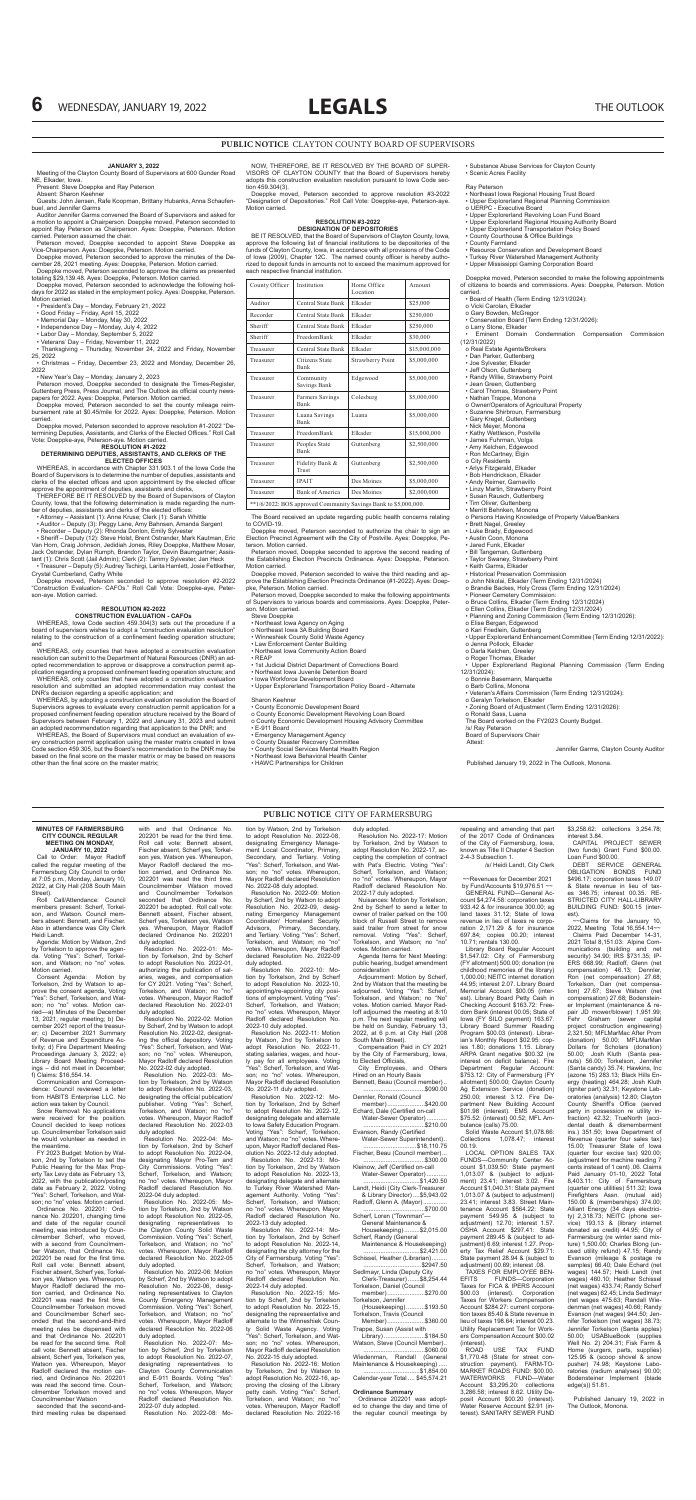# PUBLIC NOTICE CLAYTON COUNTY BOARD OF SUPERVISORS

**JANUARY 3, 2022**

Meeting of the Clayton County Board of Supervisors at 600 Gunder Road NE, Elkader, Iowa.

Present: Steve Doeppke and Ray Peterson

Absent: Sharon Keehner

Guests: John Jensen, Rafe Koopman, Brittany Hubanks, Anna Schaufenbuel, and Jennifer Garms

Auditor Jennifer Garms convened the Board of Supervisors and asked for a motion to appoint a Chairperson. Doeppke moved, Peterson seconded to appoint Ray Peterson as Chairperson. Ayes: Doeppke, Peterson. Motion carried. Peterson assumed the chair.

Peterson moved, Doeppke seconded to appoint Steve Doeppke as Vice-Chairperson. Ayes: Doeppke, Peterson. Motion carried.

Doeppke moved, Peterson seconded to approve the minutes of the December 28, 2021 meeting. Ayes: Doeppke, Peterson. Motion carried.

Doeppke moved, Peterson seconded to approve the claims as presented totaling $29,139.48. Ayes: Doeppke, Peterson. Motion carried.

Doeppke moved, Peterson seconded to acknowledge the following holidays for 2022 as stated in the employment policy. Ayes: Doeppke, Peterson. Motion carried.

- President's Day – Monday, February 21, 2022
- Good Friday – Friday, April 15, 2022
- Memorial Day – Monday, May 30, 2022
- Independence Day – Monday, July 4, 2022
- Labor Day – Monday, September 5, 2022
- Veterans' Day – Friday, November 11, 2022
- Thanksgiving – Thursday, November 24, 2022 and Friday, November 25, 2022
- Christmas – Friday, December 23, 2022 and Monday, December 26, 2022
- New Year's Day – Monday, January 2, 2023

Peterson moved, Doeppke seconded to designate the Times-Register, Guttenberg Press, Press Journal, and The Outlook as official county newspapers for 2022. Ayes: Doeppke, Peterson. Motion carried.

Doeppke moved, Peterson seconded to set the county mileage reimbursement rate at $0.45/mile for 2022. Ayes: Doeppke, Peterson. Motion carried.

Doeppke moved, Peterson seconded to approve resolution #1-2022 "Determining Deputies, Assistants, and Clerks of the Elected Offices." Roll Call Vote: Doeppke-aye, Peterson-aye. Motion carried.

**RESOLUTION #1-2022**
**DETERMINING DEPUTIES, ASSISTANTS, AND CLERKS OF THE ELECTED OFFICES**

WHEREAS, in accordance with Chapter 331.903.1 of the Iowa Code the Board of Supervisors is to determine the number of deputies, assistants and clerks of the elected offices and upon appointment by the elected officer approve the appointment of deputies, assistants and clerks.

THEREFORE BE IT RESOLVED by the Board of Supervisors of Clayton County, Iowa, that the following determination is made regarding the number of deputies, assistants and clerks of the elected offices:

- Attorney – Assistant (1): Anna Kruse; Clerk (1): Sarah Whittle
- Auditor – Deputy (3): Peggy Lane, Amy Bahnsen, Amanda Sargent
- Recorder – Deputy (2): Rhonda Donlon, Emily Sylvester
- Sheriff – Deputy (12): Steve Holst, Brent Ostrander, Mark Kuehl, Eric Van Horn, Craig Johnson, Jeddiah Jones, Riley Doeppke, Matthew Moser, Jack Ostrander, Dylan Rumph, Brandon Taylor, Devin Baumgartner; Assistant (1): Chris Scott (Jail Admin); Clerk (2): Tammy Sylvester, Jan Hess
- Treasurer – Deputy (5): Audrey Tschirgi, Larita Hamlett, Josie Feltkeiter, Crystal Cumberland, Cathy White

Doeppke moved, Peterson seconded to approve resolution #2-2022 "Construction Evaluation- CAFOs." Roll Call Vote: Doeppke-aye, Peterson-aye. Motion carried.

**RESOLUTION #2-2022**
**CONSTRUCTION EVALUATION - CAFOs**

WHEREAS, Iowa Code section 459.304(3) sets out the procedure if a board of supervisors wishes to adopt a "construction evaluation resolution" relating to the construction of a confinement feeding operation structure; and

WHEREAS, only counties that have adopted a construction evaluation resolution can submit to the Department of Natural Resources (DNR) an adopted recommendation to approve or disapprove a construction permit application regarding a proposed confinement feeding operation structure; and

WHEREAS, only counties that have adopted a construction evaluation resolution and submitted an adopted recommendation may contest the DNR's decision regarding a specific application; and

WHEREAS, by adopting a construction evaluation resolution the Board of Supervisors agrees to evaluate every construction permit application for a proposed confinement feeding operation structure received by the Board of Supervisors between February 1, 2022 and January 31, 2023 and submit an adopted recommendation regarding that application to the DNR; and

WHEREAS, the Board of Supervisors must conduct an evaluation of every construction permit application using the master matrix created in Iowa Code section 459.305, but the Board's recommendation to the DNR may be based on the final score on the master matrix or may be based on reasons other than the final score on the master matrix;

NOW, THEREFORE, BE IT RESOLVED BY THE BOARD OF SUPERVISORS OF CLAYTON COUNTY that the Board of Supervisors hereby adopts this construction evaluation resolution pursuant to Iowa Code section 459.304(3).

Doeppke moved, Peterson seconded to approve resolution #3-2022 "Designation of Depositories." Roll Call Vote: Doeppke-aye, Peterson-aye. Motion carried.

**RESOLUTION #3-2022**
**DESIGNATION OF DEPOSITORIES**

BE IT RESOLVED, that the Board of Supervisors of Clayton County, Iowa, approve the following list of financial institutions to be depositories of the funds of Clayton County, Iowa, in accordance with all provisions of the Code of Iowa (2009), Chapter 12C. The named county officer is hereby authorized to deposit funds in amounts not to exceed the maximum approved for each respective financial institution.

| County Officer | Institution | Home Office Location | Amount |
|---|---|---|---|
| Auditor | Central State Bank | Elkader | $25,000 |
| Recorder | Central State Bank | Elkader | $250,000 |
| Sheriff | Central State Bank | Elkader | $250,000 |
| Sheriff | FreedomBank | Elkader | $50,000 |
| Treasurer | Central State Bank | Elkader | $15,000,000 |
| Treasurer | Citizens State Bank | Strawberry Point | $5,000,000 |
| Treasurer | Community Savings Bank | Edgewood | $5,000,000 |
| Treasurer | Farmers Savings Bank | Colesburg | $5,000,000 |
| Treasurer | Luana Savings Bank | Luana | $5,000,000 |
| Treasurer | FreedomBank | Elkader | $15,000,000 |
| Treasurer | Peoples State Bank | Guttenberg | $2,500,000 |
| Treasurer | Fidelity Bank & Trust | Guttenberg | $2,500,000 |
| Treasurer | IPAIT | Des Moines | $5,000,000 |
| Treasurer | Bank of America | Des Moines | $2,000,000 |
| **(1/6/2022: BOS approved Community Savings Bank to $5,000,000. | | | |

The Board received an update regarding public health concerns relating to COVID-19.

Doeppke moved, Peterson seconded to authorize the chair to sign an Election Precinct Agreement with the City of Postville. Ayes: Doeppke, Peterson. Motion carried.

Peterson moved, Doeppke seconded to approve the second reading of the Establishing Election Precincts Ordinance. Ayes: Doeppke, Peterson. Motion carried.

Doeppke moved, Peterson seconded to waive the third reading and approve the Establishing Election Precincts Ordinance (#1-2022). Ayes: Doeppke, Peterson. Motion carried.

Peterson moved, Doeppke seconded to make the following appointments of Supervisors to various boards and commissions. Ayes: Doeppke, Peterson. Motion carried.

Steve Doeppke
- Northeast Iowa Agency on Aging
- Northeast Iowa 3A Building Board
- Winneshiek County Solid Waste Agency
- Law Enforcement Center Building
- Northeast Iowa Community Action Board
- REAP
- 1st Judicial District Department of Corrections Board
- Northeast Iowa Juvenile Detention Board
- Iowa Workforce Development Board
- Upper Explorerland Transportation Policy Board - Alternate

Sharon Keehner
- County Economic Development Board
- County Economic Development Revolving Loan Board
- County Economic Development Housing Advisory Committee
- E-911 Board
- Emergency Management Agency
- County Disaster Recovery Committee
- County Social Services Mental Health Region
- Northeast Iowa Behavioral Health Center
- HAWC Partnerships for Children
- Substance Abuse Services for Clayton County
- Scenic Acres Facility

Ray Peterson
- Northeast Iowa Regional Housing Trust Board
- Upper Explorerland Regional Planning Commission
- UERPC - Executive Board
- Upper Explorerland Revolving Loan Fund Board
- Upper Explorerland Regional Housing Authority Board
- Upper Explorerland Transportation Policy Board
- County Courthouse & Office Buildings
- County Farmland
- Resource Conservation and Development Board
- Turkey River Watershed Management Authority
- Upper Mississippi Gaming Corporation Board

Doeppke moved, Peterson seconded to make the following appointments of citizens to boards and commissions. Ayes: Doeppke, Peterson. Motion carried.

- Board of Health (Term Ending 12/31/2024):
  - o Vicki Carolan, Elkader
  - o Gary Bowden, McGregor
- Conservation Board (Term Ending 12/31/2026):
  - o Larry Stone, Elkader
- Eminent Domain Condemnation Compensation Commission (12/31/2022)
  - o Real Estate Agents/Brokers
    - Dan Parker, Guttenberg
    - Joe Sylvester, Elkader
    - Jeff Olson, Guttenberg
    - Randy Willie, Strawberry Point
    - Jean Green, Guttenberg
    - Carol Thomas, Strawberry Point
    - Nathan Trappe, Monona
  - o Owner/Operators of Agricultural Property
    - Suzanne Shirbroun, Farmersburg
    - Gary Kregel, Guttenberg
    - Nick Meyer, Monona
    - Kathy Wattnem, Postville
    - James Fuhrman, Volga
    - Amy Kelchen, Edgewood
    - Ron McCartney, Elgin
  - o City Residents
    - Ariys Fitzgerald, Elkader
    - Bob Henrickson, Elkader
    - Andy Reimer, Garnavillo
    - Linzy Martin, Strawberry Point
    - Susan Rausch, Guttenberg
    - Tim Oliver, Guttenberg
    - Merrill Behnken, Monona
  - o Persons Having Knowledge of Property Value/Bankers
    - Brett Nagel, Greeley
    - Luke Brady, Edgewood
    - Austin Coon, Monona
    - Jared Funk, Elkader
    - Bill Tangeman, Guttenberg
    - Taylor Sweeney, Strawberry Point
    - Keith Garms, Elkader
- Historical Preservation Commission
  - o John Nikolai, Elkader (Term Ending 12/31/2024)
  - o Brandie Beckwa, Holy Cross (Term Ending 12/31/2024)
- Pioneer Cemetery Commission:
  - o Bruce Collins, Elkader (Term Ending 12/31/2024)
  - o Ellen Collins, Elkader (Term Ending 12/31/2024)
- Planning and Zoning Commission (Term Ending 12/31/2026):
  - o Elise Bergan, Edgewood
  - o Karl Friedlein, Guttenberg
- Upper Explorerland Enhancement Committee (Term Ending 12/31/2022):
  - o Jenna Pollock, Elkader
  - o Darla Kelchen, Greeley
  - o Roger Thomas, Elkader
- Upper Explorerland Regional Planning Commission (Term Ending 12/31/2024):
  - o Bonnie Basemann, Marquette
  - o Barb Collins, Monona
- Veteran's Affairs Commission (Term Ending 12/31/2024):
  - o Geralyn Torkelson, Elkader
- Zoning Board of Adjustment (Term Ending 12/31/2026):
  - o Ronald Sass, Luana

The Board worked on the FY2023 County Budget.

/s/ Ray Peterson
Board of Supervisors Chair
Attest:

Jennifer Garms, Clayton County Auditor

Published January 19, 2022 in The Outlook, Monona.

# PUBLIC NOTICE CITY OF FARMERSBURG

**MINUTES OF FARMERSBURG CITY COUNCIL REGULAR MEETING ON MONDAY, JANUARY 10, 2022**

Call to Order: Mayor Radloff called the regular meeting of the Farmersburg City Council to order at 7:05 p.m., Monday, January 10, 2022, at City Hall (208 South Main Street).

Roll Call/Attendance: Council members present: Scharf, Torkelson, and Watson. Council members absent: Bennett, and Fischer. Also in attendance was City Clerk Heidi Landt.

Agenda: Motion by Watson, 2nd by Torkelson to approve the agenda. Voting "Yes": Scharf, Torkelson, and Watson; no "no" votes. Motion carried.

Consent Agenda: Motion by Torkelson, 2nd by Watson to approve the consent agenda. Voting "Yes": Scharf, Torkelson, and Watson; no "no" votes. Motion carried—a) Minutes of the December 13, 2021, regular meeting; b) December 2021 report of the treasurer; c) December 2021 Summary of Revenue and Expenditure Activity; d) Fire Department Meeting Proceedings January 3, 2022; e) Library Board Meeting Proceedings – did not meet in December; f) Claims: $16,554.14.

Communication and Correspondence: Council reviewed a letter from HABETS Enterprise LLC. No action was taken by Council.

Snow Removal: No applications were received for the position. Council decided to keep notices up. Councilmember Torkelson said he would volunteer as needed in the meantime.

FY 2023 Budget: Motion by Watson, 2nd by Torkelson to set the Public Hearing for the Max Property Tax Levy date as February 13, 2022, with the publication/posting date as February 2, 2022. Voting "Yes": Scharf, Torkelson, and Watson; no "no" votes. Motion carried.

Ordinance No. 202201: Ordinance No. 202201, changing the time and date of the regular council meeting, was introduced by Councilmember Scharf, who moved, with a second from Councilmember Watson, that Ordinance No. 202201 be read for the first time. Roll call vote: Bennett absent, Fischer absent, Scharf yes, Torkelson yes, Watson yes. Whereupon, Mayor Radloff declared the motion carried, and Ordinance No. 202201 was read the first time. Councilmember Torkelson moved and Councilmember Scharf seconded that the second-and-third meeting rules be dispensed with and that Ordinance No. 202201 be read for the second time. Roll call: Bennett absent, Fischer absent, Scharf yes, Torkelson yes, Watson yes. Whereupon, Mayor Radloff declared the motion carried, and Ordinance No. 202201 was read the second time. Councilmember Torkelson moved and Councilmember Watson seconded that the second-and-third meeting rules be dispensed with and that Ordinance No. 202201 be read for the third time. Roll call vote: Bennett absent, Fischer absent, Scharf yes, Torkelson yes, Watson yes. Whereupon, Mayor Radloff declared the motion carried, and Ordinance No. 202201 was read the third time. Councilmember Watson moved that Ordinance No. 202201 be passed and adopted. Councilmember Torkelson seconded. Roll call vote: Bennett absent, Fischer absent, Scharf yes, Torkelson yes, Watson yes. Mayor Radloff declared Ordinance No. 202201 duly adopted.

Resolution No. 2022-01: Motion by Torkelson, 2nd by Scharf to adopt Resolution No. 2022-01, authorizing the publication of salaries, wages, and compensation for CY 2021. Voting "Yes": Scharf, Torkelson, and Watson; no "no" votes. Whereupon, Mayor Radloff declared Resolution No. 2022-01 duly adopted.

Resolution No. 2022-02: Motion by Scharf, 2nd by Watson to adopt Resolution No. 2022-02, designating the official depository. Voting "Yes": Scharf, Torkelson, and Watson; no "no" votes. Whereupon, Mayor Radloff declared Resolution No. 2022-02 duly adopted.

Resolution No. 2022-03: Motion by Torkelson, 2nd by Watson to adopt Resolution No. 2022-03, designating the official publication/publisher. Voting "Yes": Scharf, Torkelson, and Watson; no "no" votes. Whereupon, Mayor Radloff declared Resolution No. 2022-03 duly adopted.

Resolution No. 2022-04: Motion by Torkelson, 2nd by Scharf to adopt Resolution No. 2022-04, designating Mayor Pro-Tem and City Commissions. Voting "Yes": Scharf, Torkelson, and Watson; no "no" votes. Whereupon, Mayor Radloff declared Resolution No. 2022-04 duly adopted.

Resolution No. 2022-05: Motion by Torkelson, 2nd by Scharf to adopt Resolution No. 2022-05, designating representatives to the Clayton County Solid Waste Commission. Voting "Yes": Scharf, Torkelson, and Watson; no "no" votes. Whereupon, Mayor Radloff declared Resolution No. 2022-05 duly adopted.

Resolution No. 2022-06: Motion by Scharf, 2nd by Watson to adopt Resolution No. 2022-06, designating representatives to Clayton County Emergency Management Commission. Voting "Yes": Scharf, Torkelson, and Watson; no "no" votes. Whereupon, Mayor Radloff declared Resolution No. 2022-06 duly adopted.

Resolution No. 2022-07: Motion by Scharf, 2nd by Torkelson to adopt Resolution No. 2022-07, designating representatives to Clayton County Communication and E-911 Boards. Voting "Yes": Scharf, Torkelson, and Watson; no "no" votes. Whereupon, Mayor Radloff declared Resolution No. 2022-07 duly adopted.

Resolution No. 2022-08: Motion by Watson, 2nd by Torkelson to adopt Resolution No. 2022-08, designating Emergency Management Local Coordinator, Primary, Secondary, and Tertiary. Voting "Yes": Scharf, Torkelson, and Watson; no "no" votes. Whereupon, Mayor Radloff declared Resolution No. 2022-08 duly adopted.

Resolution No. 2022-09: Motion by Scharf, 2nd by Watson to adopt Resolution No. 2022-09, designating Emergency Management Coordinator/ Homeland Security Advisors, Primary, Secondary, and Tertiary. Voting "Yes": Scharf, Torkelson, and Watson; no "no" votes. Whereupon, Mayor Radloff declared Resolution No. 2022-09 duly adopted.

Resolution No. 2022-10: Motion by Torkelson, 2nd by Scharf to adopt Resolution No. 2022-10, appointing/re-appointing city positions of employment. Voting "Yes": Scharf, Torkelson, and Watson; no "no" votes. Whereupon, Mayor Radloff declared Resolution No. 2022-10 duly adopted.

Resolution No. 2022-11: Motion by Watson, 2nd by Torkelson to adopt Resolution No. 2022-11, stating salaries, wages, and hourly pay for all employees. Voting "Yes": Scharf, Torkelson, and Watson; no "no" votes. Whereupon, Mayor Radloff declared Resolution No. 2022-11 duly adopted.

Resolution No. 2022-12: Motion by Torkelson, 2nd by Scharf to adopt Resolution No. 2022-12, designating delegate and alternate to Iowa Safety Education Program. Voting "Yes": Scharf, Torkelson, and Watson; no "no" votes. Whereupon, Mayor Radloff declared Resolution No. 2022-12 duly adopted.

Resolution No. 2022-13: Motion by Torkelson, 2nd by Watson to adopt Resolution No. 2022-13, designating delegate and alternate to Turkey River Watershed Management Authority. Voting "Yes": Scharf, Torkelson, and Watson; no "no" votes. Whereupon, Mayor Radloff declared Resolution No. 2022-13 duly adopted.

Resolution No. 2022-14: Motion by Torkelson, 2nd by Scharf to adopt Resolution No. 2022-14, designating the city attorney for the City of Farmersburg. Voting "Yes": Scharf, Torkelson, and Watson; no "no" votes. Whereupon, Mayor Radloff declared Resolution No. 2022-14 duly adopted.

Resolution No. 2022-15: Motion by Scharf, 2nd by Torkelson to adopt Resolution No. 2022-15, designating the representative and alternate to the Winneshiek County Solid Waste Agency. Voting "Yes": Scharf, Torkelson, and Watson; no "no" votes. Whereupon, Mayor Radloff declared Resolution No. 2022-15 duly adopted.

Resolution No. 2022-16: Motion by Torkelson, 2nd by Watson to adopt Resolution No. 2022-16, approving the closing of the Library petty cash. Voting "Yes": Scharf, Torkelson, and Watson; no "no" votes. Whereupon, Mayor Radloff declared Resolution No. 2022-16 duly adopted.

Resolution No. 2022-17: Motion by Torkelson, 2nd by Watson to adopt Resolution No. 2022-17, accepting the completion of contract with Pat's Electric. Voting "Yes": Scharf, Torkelson, and Watson; no "no" votes. Whereupon, Mayor Radloff declared Resolution No. 2022-17 duly adopted.

Nuisances: Motion by Torkelson, 2nd by Scharf to send a letter to owner of trailer parked on the 100 block of Russell Street to remove said trailer from street for snow removal. Voting "Yes": Scharf, Torkelson, and Watson; no "no" votes. Motion carried.

Agenda Items for Next Meeting: public hearing, budget amendment consideration

Adjournment: Motion by Scharf, 2nd by Watson that the meeting be adjourned. Voting "Yes": Scharf, Torkelson, and Watson; no "no" votes. Motion carried. Mayor Radloff adjourned the meeting at 8:10 p.m. The next regular meeting will be held on Sunday, February 13, 2022, at 6 p.m. at City Hall (208 South Main Street).

Compensation Paid in CY 2021 by the City of Farmersburg, Iowa, to Elected Officials, City Employees, and Others Hired on an Hourly Basis

Bennett, Beau (Council member) ..................................$90.00

Dennler, Ronald (Council member)..........................$420.00

Echard, Dale (Certified on-call Water-Sewer Operator)..........$210.00

Evanson, Randy (Certified Water-Sewer Superintendent)....................................$18,110.75

Fischer, Beau (Council member) ..................................$300.00

Kleinow, Jeff (Certified on-call Water-Sewer Operator) .........................................$1,420.50

Landt, Heidi (City Clerk-Treasurer & Library Director) ....$5,943.02

Radloff, Glenn A. (Mayor) ............................................$700.00

Scharf, Loren ("Towman"— General Maintenance & Housekeeping)..........$2,015.00

Scharf, Randy (General Maintenance & Housekeeping) ..........................................$2,421.00

Schissel, Heather (Librarian)..........$2947.50

Sedlmayr, Linda (Deputy City Clerk-Treasurer)........$8,254.44

Torkelson, Daniel (Council member) .............................$270.00

Torkelson, Jennifer (Housekeeping).................$193.50

Torkelson, Travis (Council Member) ..............................$360.00

Trappe, Susan (Assist with Library)..............................$184.50

Watson, Steve (Council Member)... .........................................$360.00

Wiedenman, Randall (General Maintenance & Housekeeping)...... .........................................$1,854.00

Calendar-year Total .... $45,574.21

**Ordinance Summary**

Ordinance 202201 was adopted to change the day and time of the regular council meetings by repealing and amending that part of the 2017 Code of Ordinances of the City of Farmersburg, Iowa, known as Title II Chapter 4 Section 2-4-3 Subsection 1.

/s/ Heidi Landt, City Clerk

~~Revenues for December 2021 by Fund/Accounts $19,976.51~~

GENERAL FUND—General Account $4,274.58: corporation taxes 933.42 & Air insurance 300.00; eq land taxes 31.12; State of Iowa revenue in lieu of taxes re corporation 2,771.29 & State of Iowa (FY 2021 payment) 163.67; Library Board Regular Account $1,547.02: City of Farmersburg (FY allotment) $00.00; donation (re childhood memorials of the library) 1,000.00; NEITC internet donation 44.95; interest 2.07. Library Board Memorial Account $00.05 (interest). Library Board Petty Cash in Checking Account $163.72: Freedom Bank (interest 00.05; State of Iowa (FY 2021 payment) 163.67. Library Board Summer Reading Program $00.03 (interest). Librarian's Monthly Report $02.85: copies 1.80; donations 1.15. Library ARPA Grant negative $00.32 (re interest on deficit balance). Fire Department Regular Account: $753.12: City of Farmersburg (FY allotment) $00.00; Clayton County Ag Extension Service (donation) 250.00; interest 3.12. Fire Department New Building Account $01.98 (interest). EMS Account $75.52: (interest) 00.52; NFL Ambulance (calls) 75.00.

Solid Waste Account $1,078.66: Collections 1,078.47; interest 00.19.

LOCAL OPTION SALES TAX FUNDS—Community Center Account $1,039.50: State payment 1,013.07 & (subject to adjustment) 23.41; interest 3.02. Fire Account $1,040.31: State payment 1,013.07 & (subject to adjustment) 23.41; interest 3.83. Street Maintenance Account $564.22: State payment 540.95 & (subject to adjustment) 12.70; interest 1.57. OSHA Account $297.41: State payment 289.45 & (subject to adjustment) 6.69; interest 1.27. Property Tax Relief Account $29.71: State payment 28.94 & (subject to adjustment) 00.69; interest .08.

TAXES FOR EMPLOYEE BENEFITS FUNDS—Corporation Taxes for FICA & IPERS Account $00.03 (interest). Corporation Taxes for Workers Compensation Account $284.27: current corporation taxes 85.40 & State revenue in lieu of taxes 198.64; interest 00.23. Utility Replacement Tax for Workers Compensation Account $00.02 (interest).

ROAD USE TAX FUND $1,770.48: (State for street construction payment). FARM-TO-MARKET ROADS FUND: $00.00. WATERWORKS FUND—Water Account $3,295.20: collections 3,286.58; interest 8.62. Utility Deposit Account $00.20 (interest). Water Reserve Account $2.91 (interest). SANITARY SEWER FUND $3,258.62: collections 3,254.78; interest 3.84.

CAPITAL PROJECT SEWER (two funds) Grant Fund $00.00. Loan Fund $00.00.

DEBT SERVICE GENERAL OBLIGATION BONDS FUND $496.17: corporation taxes 149.07 & State revenue in lieu of taxes 346.75; interest 00.35. RESTRICTED CITY HALL-LIBRARY BUILDING FUND: $00.15 (interest).

~~Claims for the January 10, 2022, Meeting Total 16,554.14~~

Alpha Fast December 14-31, 2021 Total 8,151.03: Alpine Communications (building and net security) 34.90; IRS $731.35; IPERS 668.99; Radloff, Glenn (net compensation) 46.13; Dennler, Ron (net compensation) 27.68; Torkelson, Dan (net compensation) 27.67; Steve Watson (net compensation) 27.68; Bodensteiner Implement (maintenance & repair JD mower/blower) 1,951.99; Fehr Graham (sewer capital project construction engineering) 2,321.50; MFL/MarMac After Prom (donation) 50.00; MFL/MarMac Dollars for Scholars (donation) 50.00; Josh Kluth (Santa peanuts) 56.00. Torkelson, Jennifer (Santa candy) 35.74; Hawkins, Inc (aceme 15) 283.13; Black Hills Energy (heating) 464.28; Josh Kluth (lighter part) 32.31; Keystone Laboratories (analysis) 12.80; Clayton County Sheriff's Office (served party in possession re utility infraction) 42.32. TruePitch (accidental death & dismemberment ins.) 351.60; Iowa Department of Revenue (quarter four sales tax) 15.00. Treasurer State of Iowa (quarter four excise tax) 520.00. (adjustment for machine reading 7 cents instead of 1 cent) .06. Claims Paid January 01-10, 2022 Total 8,403.11: City of Farmersburg (quarter one utilities) 511.32; Iowa Firefighters Assn. (mutual aid dues) 00.00 & (memberships) 374.00; Alliant Energy (34 days electricity) 2,318.73; NEITC (phone service) 193.13 & (library internet donated as credit) 44.95; City of Farmersburg (re winter sand mixture) 1,500.00; Charles Blong (unused utility refund) 47.15; Randy Evanson (mileage & postage reimbursed) $6.40; Dale Echard (net wages) 144.57; Heidi Landt (net wages) 460.10; Heather Schissel (net wages) 433.74; Randy Scharf (net wages) 62.45; Linda Sedlmayr (net wages) 475.63; Randall Wiedenman (net wages) 40.66; Randy Evanson (net wages) 944.50; Jennifer Torkelson (net wages) 38.73; Jennifer Torkelson (Santa apples) 50.00; USABluebook (supplies Well No. 2) 204.31; Fisk Farm & Home (repairs, parts, supplies) 125.95 & (scoop shovel & snow pusher) 74.98; Keystone Laboratories (sodium analysis) 90.00; Bodensteiner Implement (blade adjuster) 51.81.

Published January 19, 2022 in The Outlook, Monona.